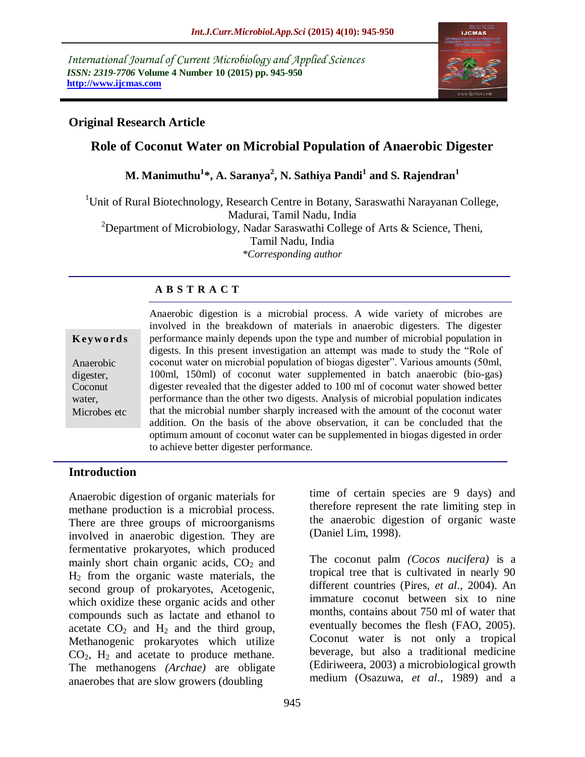*International Journal of Current Microbiology and Applied Sciences*
*ISSN: 2319-7706* **Volume 4 Number 10 (2015) pp. 945-950**
**http://www.ijcmas.com**

**Original Research Article**

# Role of Coconut Water on Microbial Population of Anaerobic Digester

**M. Manimuthu[1]\*, A. Saranya[2], N. Sathiya Pandi[1] and S. Rajendran[1]**

[1]Unit of Rural Biotechnology, Research Centre in Botany, Saraswathi Narayanan College, Madurai, Tamil Nadu, India
[2]Department of Microbiology, Nadar Saraswathi College of Arts & Science, Theni, Tamil Nadu, India
*\*Corresponding author*

## ABSTRACT

**Keywords**

Anaerobic digester, Coconut water, Microbes etc

Anaerobic digestion is a microbial process. A wide variety of microbes are involved in the breakdown of materials in anaerobic digesters. The digester performance mainly depends upon the type and number of microbial population in digests. In this present investigation an attempt was made to study the "Role of coconut water on microbial population of biogas digester". Various amounts (50ml, 100ml, 150ml) of coconut water supplemented in batch anaerobic (bio-gas) digester revealed that the digester added to 100 ml of coconut water showed better performance than the other two digests. Analysis of microbial population indicates that the microbial number sharply increased with the amount of the coconut water addition. On the basis of the above observation, it can be concluded that the optimum amount of coconut water can be supplemented in biogas digested in order to achieve better digester performance.

## Introduction

Anaerobic digestion of organic materials for methane production is a microbial process. There are three groups of microorganisms involved in anaerobic digestion. They are fermentative prokaryotes, which produced mainly short chain organic acids, $CO_2$ and $H_2$ from the organic waste materials, the second group of prokaryotes, Acetogenic, which oxidize these organic acids and other compounds such as lactate and ethanol to acetate $CO_2$ and $H_2$ and the third group, Methanogenic prokaryotes which utilize $CO_2$, $H_2$ and acetate to produce methane. The methanogens *(Archae)* are obligate anaerobes that are slow growers (doubling time of certain species are 9 days) and therefore represent the rate limiting step in the anaerobic digestion of organic waste (Daniel Lim, 1998).

The coconut palm *(Cocos nucifera)* is a tropical tree that is cultivated in nearly 90 different countries (Pires, *et al*., 2004). An immature coconut between six to nine months, contains about 750 ml of water that eventually becomes the flesh (FAO, 2005). Coconut water is not only a tropical beverage, but also a traditional medicine (Ediriweera, 2003) a microbiological growth medium (Osazuwa, *et al*., 1989) and a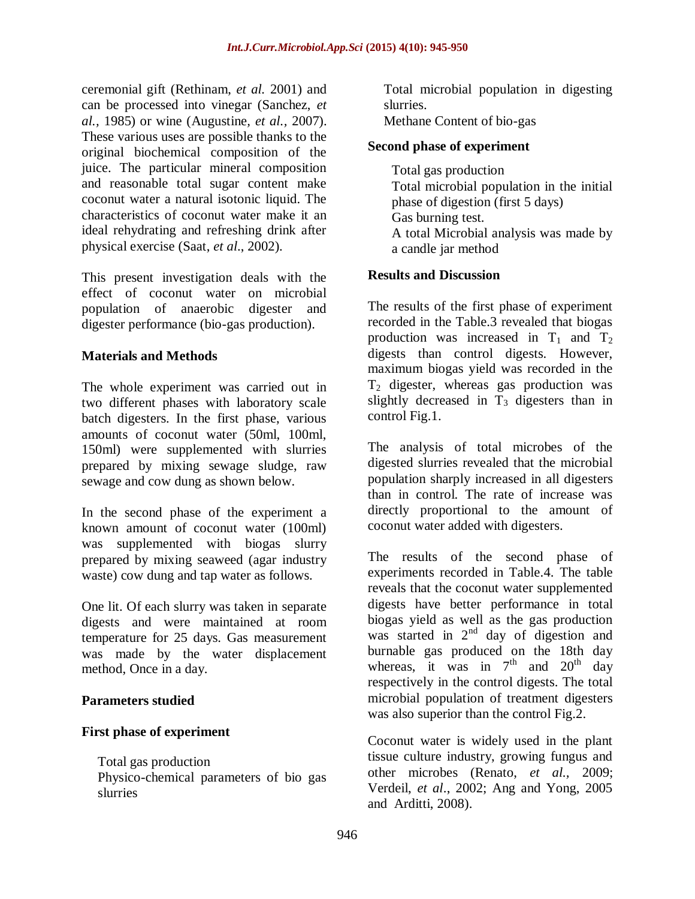ceremonial gift (Rethinam, *et al.* 2001) and can be processed into vinegar (Sanchez, *et al.*, 1985) or wine (Augustine, *et al.*, 2007). These various uses are possible thanks to the original biochemical composition of the juice. The particular mineral composition and reasonable total sugar content make coconut water a natural isotonic liquid. The characteristics of coconut water make it an ideal rehydrating and refreshing drink after physical exercise (Saat, *et al*., 2002).

This present investigation deals with the effect of coconut water on microbial population of anaerobic digester and digester performance (bio-gas production).

## Materials and Methods

The whole experiment was carried out in two different phases with laboratory scale batch digesters. In the first phase, various amounts of coconut water (50ml, 100ml, 150ml) were supplemented with slurries prepared by mixing sewage sludge, raw sewage and cow dung as shown below.

In the second phase of the experiment a known amount of coconut water (100ml) was supplemented with biogas slurry prepared by mixing seaweed (agar industry waste) cow dung and tap water as follows.

One lit. Of each slurry was taken in separate digests and were maintained at room temperature for 25 days. Gas measurement was made by the water displacement method, Once in a day.

### Parameters studied

### First phase of experiment

Total gas production
Physico-chemical parameters of bio gas slurries
Total microbial population in digesting slurries.
Methane Content of bio-gas

### Second phase of experiment

Total gas production
Total microbial population in the initial phase of digestion (first 5 days)
Gas burning test.
A total Microbial analysis was made by a candle jar method

## Results and Discussion

The results of the first phase of experiment recorded in the Table.3 revealed that biogas production was increased in $T_1$ and $T_2$ digests than control digests. However, maximum biogas yield was recorded in the $T_2$ digester, whereas gas production was slightly decreased in $T_3$ digesters than in control Fig.1.

The analysis of total microbes of the digested slurries revealed that the microbial population sharply increased in all digesters than in control. The rate of increase was directly proportional to the amount of coconut water added with digesters.

The results of the second phase of experiments recorded in Table.4. The table reveals that the coconut water supplemented digests have better performance in total biogas yield as well as the gas production was started in 2nd day of digestion and burnable gas produced on the 18th day whereas, it was in 7th and 20th day respectively in the control digests. The total microbial population of treatment digesters was also superior than the control Fig.2.

Coconut water is widely used in the plant tissue culture industry, growing fungus and other microbes (Renato, *et al.*, 2009; Verdeil, *et al*., 2002; Ang and Yong, 2005 and Arditti, 2008).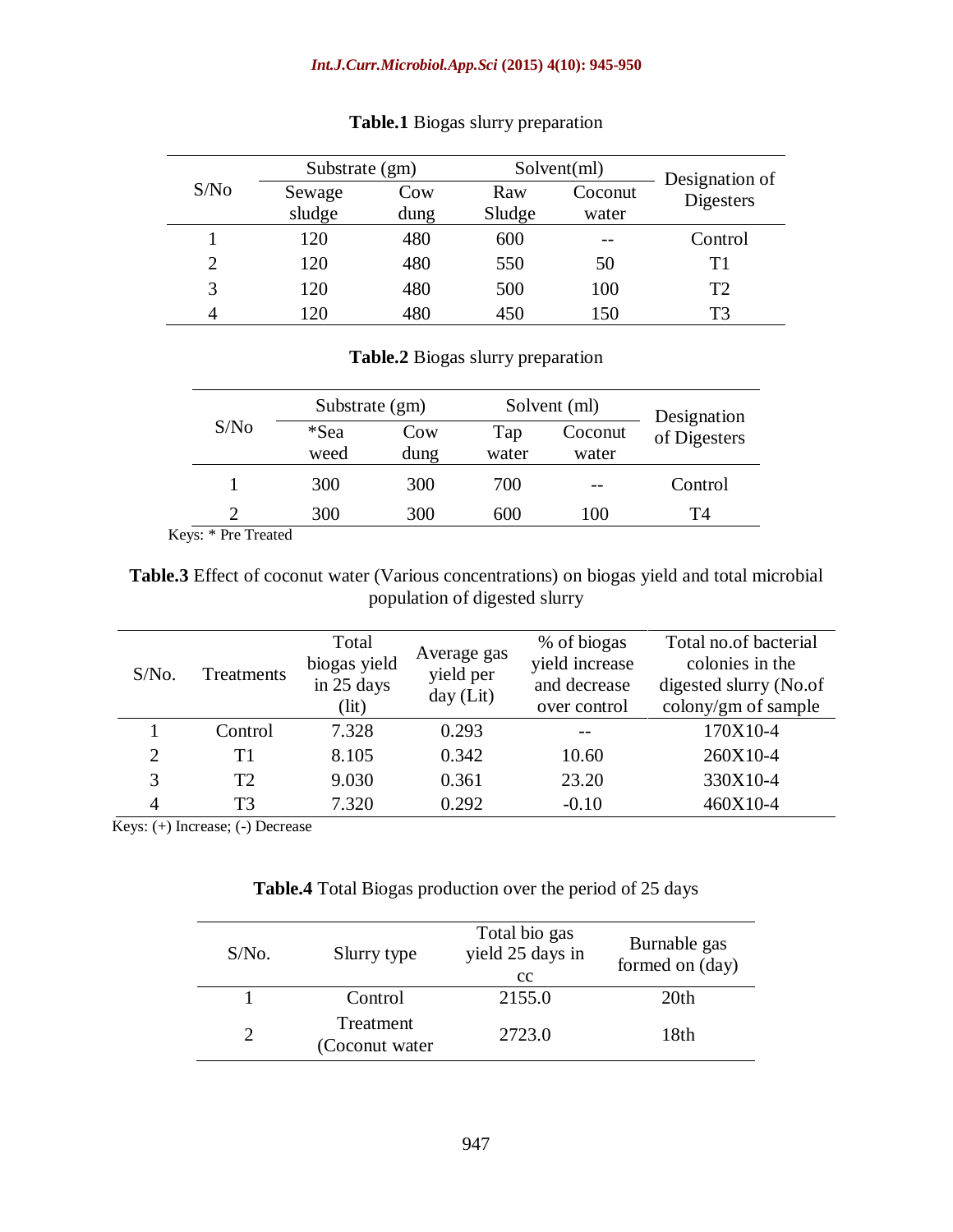**Table.1** Biogas slurry preparation

| S/No | Substrate (gm) | | Solvent(ml) | | Designation of Digesters |
|---|---|---|---|---|---|
| | Sewage sludge | Cow dung | Raw Sludge | Coconut water | |
| 1 | 120 | 480 | 600 | -- | Control |
| 2 | 120 | 480 | 550 | 50 | T1 |
| 3 | 120 | 480 | 500 | 100 | T2 |
| 4 | 120 | 480 | 450 | 150 | T3 |

**Table.2** Biogas slurry preparation

| S/No | Substrate (gm) | | Solvent (ml) | | Designation of Digesters |
|---|---|---|---|---|---|
| | *Sea weed | Cow dung | Tap water | Coconut water | |
| 1 | 300 | 300 | 700 | -- | Control |
| 2 | 300 | 300 | 600 | 100 | T4 |

Keys: * Pre Treated

**Table.3** Effect of coconut water (Various concentrations) on biogas yield and total microbial population of digested slurry

| S/No. | Treatments | Total biogas yield in 25 days (lit) | Average gas yield per day (Lit) | % of biogas yield increase and decrease over control | Total no.of bacterial colonies in the digested slurry (No.of colony/gm of sample |
|---|---|---|---|---|---|
| 1 | Control | 7.328 | 0.293 | -- | 170X10-4 |
| 2 | T1 | 8.105 | 0.342 | 10.60 | 260X10-4 |
| 3 | T2 | 9.030 | 0.361 | 23.20 | 330X10-4 |
| 4 | T3 | 7.320 | 0.292 | -0.10 | 460X10-4 |

Keys: (+) Increase; (-) Decrease

**Table.4** Total Biogas production over the period of 25 days

| S/No. | Slurry type | Total bio gas yield 25 days in cc | Burnable gas formed on (day) |
|---|---|---|---|
| 1 | Control | 2155.0 | 20th |
| 2 | Treatment (Coconut water | 2723.0 | 18th |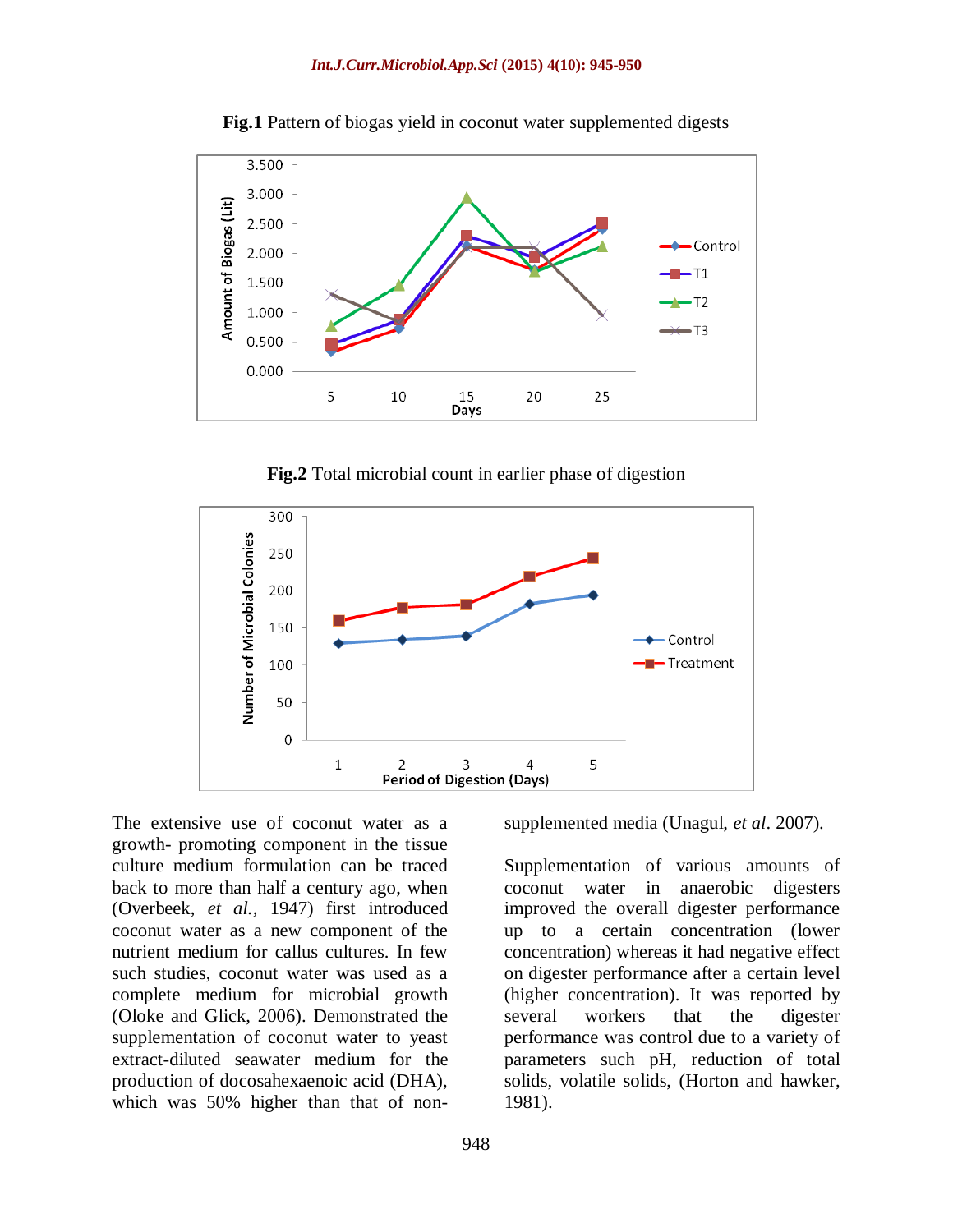**Fig.1** Pattern of biogas yield in coconut water supplemented digests

**Fig.2** Total microbial count in earlier phase of digestion

The extensive use of coconut water as a growth- promoting component in the tissue culture medium formulation can be traced back to more than half a century ago, when (Overbeek, *et al.,* 1947) first introduced coconut water as a new component of the nutrient medium for callus cultures. In few such studies, coconut water was used as a complete medium for microbial growth (Oloke and Glick, 2006). Demonstrated the supplementation of coconut water to yeast extract-diluted seawater medium for the production of docosahexaenoic acid (DHA), which was 50% higher than that of non-supplemented media (Unagul, *et al*. 2007).

Supplementation of various amounts of coconut water in anaerobic digesters improved the overall digester performance up to a certain concentration (lower concentration) whereas it had negative effect on digester performance after a certain level (higher concentration). It was reported by several workers that the digester performance was control due to a variety of parameters such pH, reduction of total solids, volatile solids, (Horton and hawker, 1981).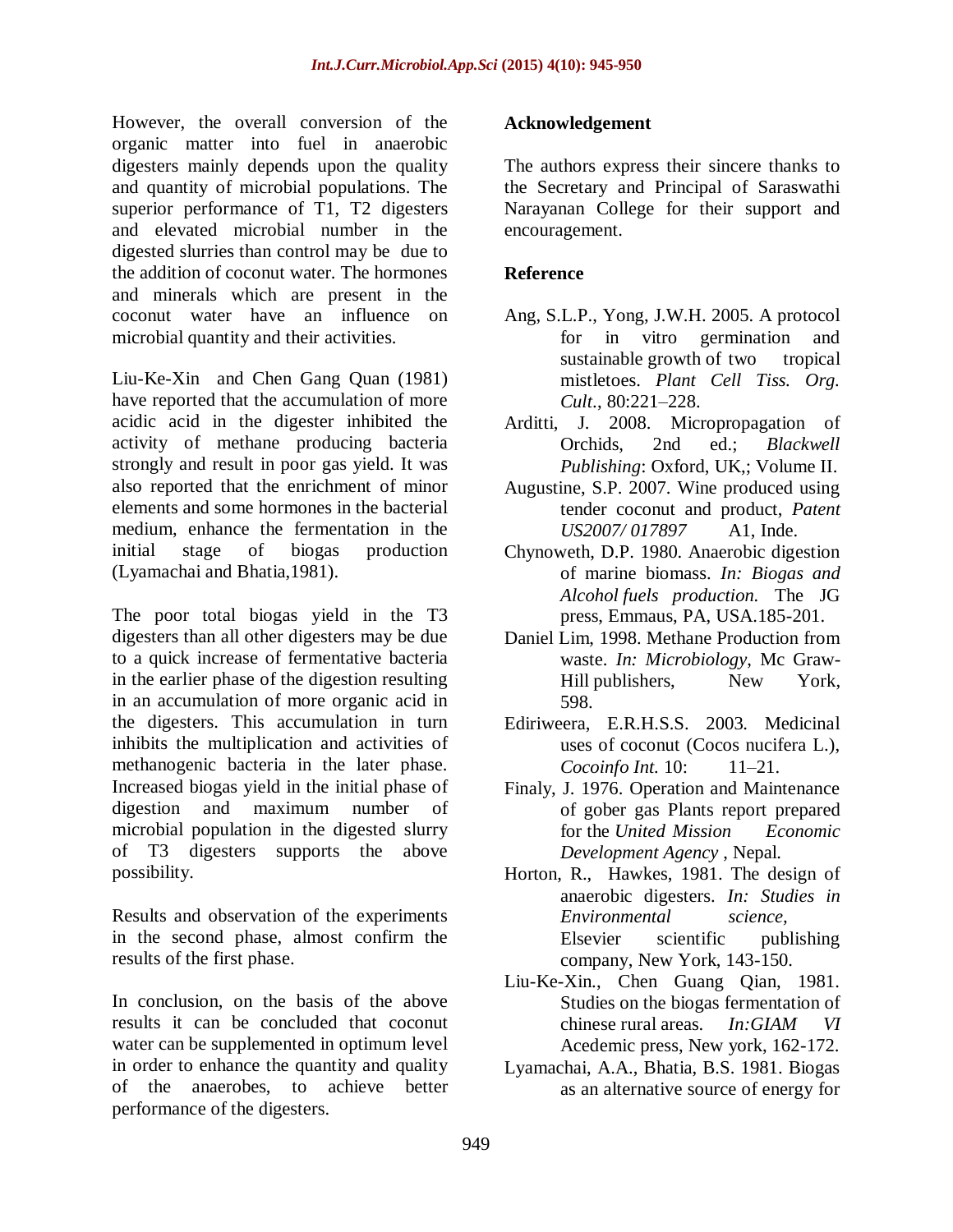However, the overall conversion of the organic matter into fuel in anaerobic digesters mainly depends upon the quality and quantity of microbial populations. The superior performance of T1, T2 digesters and elevated microbial number in the digested slurries than control may be due to the addition of coconut water. The hormones and minerals which are present in the coconut water have an influence on microbial quantity and their activities.

Liu-Ke-Xin and Chen Gang Quan (1981) have reported that the accumulation of more acidic acid in the digester inhibited the activity of methane producing bacteria strongly and result in poor gas yield. It was also reported that the enrichment of minor elements and some hormones in the bacterial medium, enhance the fermentation in the initial stage of biogas production (Lyamachai and Bhatia,1981).

The poor total biogas yield in the T3 digesters than all other digesters may be due to a quick increase of fermentative bacteria in the earlier phase of the digestion resulting in an accumulation of more organic acid in the digesters. This accumulation in turn inhibits the multiplication and activities of methanogenic bacteria in the later phase. Increased biogas yield in the initial phase of digestion and maximum number of microbial population in the digested slurry of T3 digesters supports the above possibility.

Results and observation of the experiments in the second phase, almost confirm the results of the first phase.

In conclusion, on the basis of the above results it can be concluded that coconut water can be supplemented in optimum level in order to enhance the quantity and quality of the anaerobes, to achieve better performance of the digesters.

## Acknowledgement

The authors express their sincere thanks to the Secretary and Principal of Saraswathi Narayanan College for their support and encouragement.

## Reference

Ang, S.L.P., Yong, J.W.H. 2005. A protocol for in vitro germination and sustainable growth of two tropical mistletoes. *Plant Cell Tiss. Org. Cult.,* 80:221–228.

Arditti, J. 2008. Micropropagation of Orchids, 2nd ed.; *Blackwell Publishing*: Oxford, UK,; Volume II.

Augustine, S.P. 2007. Wine produced using tender coconut and product, *Patent US2007/ 017897* A1, Inde.

Chynoweth, D.P. 1980. Anaerobic digestion of marine biomass. *In: Biogas and Alcohol fuels production.* The JG press, Emmaus, PA, USA.185-201.

Daniel Lim, 1998. Methane Production from waste. *In: Microbiology*, Mc Graw-Hill publishers, New York, 598.

Ediriweera, E.R.H.S.S. 2003. Medicinal uses of coconut (Cocos nucifera L.), *Cocoinfo Int.* 10: 11–21.

Finaly, J. 1976. Operation and Maintenance of gober gas Plants report prepared for the *United Mission Economic Development Agency* , Nepal.

Horton, R., Hawkes, 1981. The design of anaerobic digesters. *In: Studies in Environmental science,* Elsevier scientific publishing company, New York, 143-150.

Liu-Ke-Xin., Chen Guang Qian, 1981. Studies on the biogas fermentation of chinese rural areas. *In:GIAM VI* Acedemic press, New york, 162-172.

Lyamachai, A.A., Bhatia, B.S. 1981. Biogas as an alternative source of energy for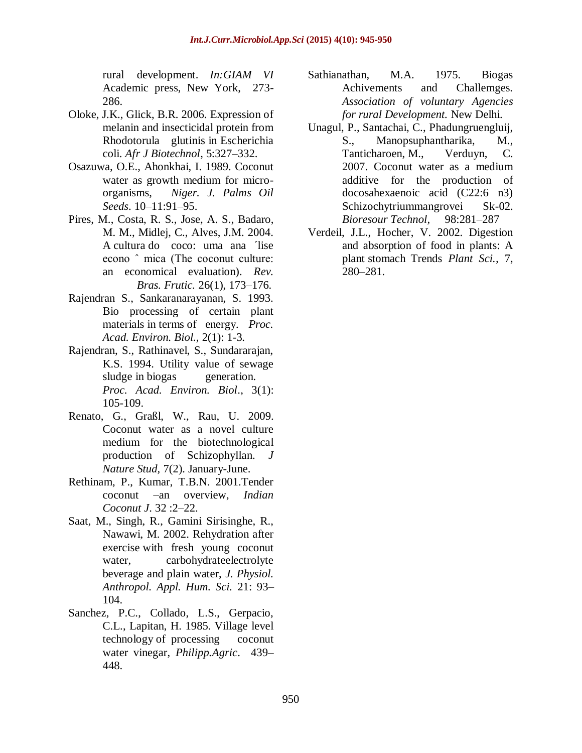rural development. *In:GIAM VI* Academic press, New York, 273-286.

Oloke, J.K., Glick, B.R. 2006. Expression of melanin and insecticidal protein from Rhodotorula glutinis in Escherichia coli. *Afr J Biotechnol*, 5:327–332.

Osazuwa, O.E., Ahonkhai, I. 1989. Coconut water as growth medium for micro-organisms, *Niger. J. Palms Oil Seeds*. 10–11:91–95.

Pires, M., Costa, R. S., Jose, A. S., Badaro, M. M., Midlej, C., Alves, J.M. 2004. A cultura do coco: uma ana ´lise econo ˆ mica (The coconut culture: an economical evaluation). *Rev. Bras. Frutic.* 26(1), 173–176.

Rajendran S., Sankaranarayanan, S. 1993. Bio processing of certain plant materials in terms of energy. *Proc. Acad. Environ. Biol.,* 2(1): 1-3.

Rajendran, S., Rathinavel, S., Sundararajan, K.S. 1994. Utility value of sewage sludge in biogas generation. *Proc. Acad. Environ. Biol*., 3(1): 105-109.

Renato, G., Graßl, W., Rau, U. 2009. Coconut water as a novel culture medium for the biotechnological production of Schizophyllan. *J Nature Stud,* 7(2). January-June.

Rethinam, P., Kumar, T.B.N. 2001.Tender coconut –an overview, *Indian Coconut J*. 32 :2–22.

Saat, M., Singh, R., Gamini Sirisinghe, R., Nawawi, M. 2002. Rehydration after exercise with fresh young coconut water, carbohydrateelectrolyte beverage and plain water, *J. Physiol. Anthropol. Appl. Hum. Sci.* 21: 93–104.

Sanchez, P.C., Collado, L.S., Gerpacio, C.L., Lapitan, H. 1985. Village level technology of processing coconut water vinegar, *Philipp.Agric*. 439–448.

Sathianathan, M.A. 1975. Biogas Achivements and Challemges. *Association of voluntary Agencies for rural Development.* New Delhi.

Unagul, P., Santachai, C., Phadungruengluij, S., Manopsuphantharika, M., Tanticharoen, M., Verduyn, C. 2007. Coconut water as a medium additive for the production of docosahexaenoic acid (C22:6 n3) Schizochytriummangrovei Sk-02. *Bioresour Technol,* 98:281–287

Verdeil, J.L., Hocher, V. 2002. Digestion and absorption of food in plants: A plant stomach Trends *Plant Sci.,* 7, 280–281.